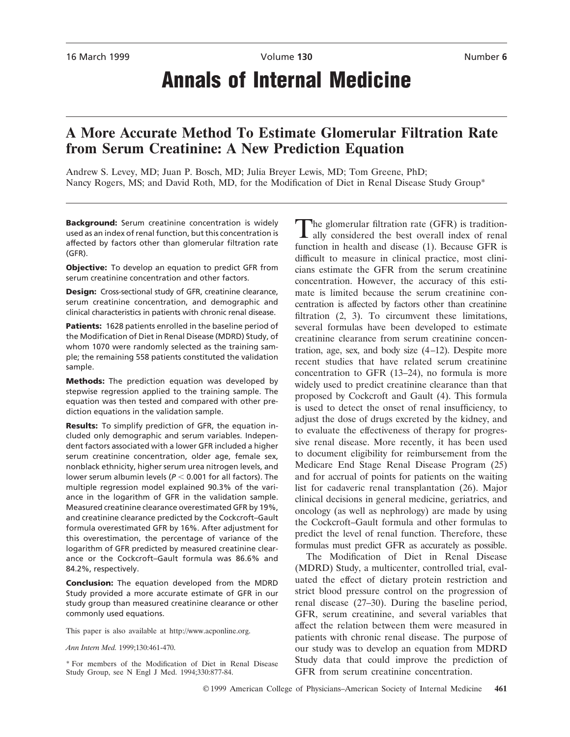# A More Accurate Method To Estimate Glomerular Filtration Rate from Serum Creatinine: A New Prediction Equation

Andrew S. Levey, MD; Juan P. Bosch, MD; Julia Breyer Lewis, MD; Tom Greene, PhD; Nancy Rogers, MS; and David Roth, MD, for the Modification of Diet in Renal Disease Study Group*

**Background:** Serum creatinine concentration is widely used as an index of renal function, but this concentration is affected by factors other than glomerular filtration rate (GFR).

**Objective:** To develop an equation to predict GFR from serum creatinine concentration and other factors.

**Design:** Cross-sectional study of GFR, creatinine clearance, serum creatinine concentration, and demographic and clinical characteristics in patients with chronic renal disease.

**Patients:** 1628 patients enrolled in the baseline period of the Modification of Diet in Renal Disease (MDRD) Study, of whom 1070 were randomly selected as the training sample; the remaining 558 patients constituted the validation sample.

**Methods:** The prediction equation was developed by stepwise regression applied to the training sample. The equation was then tested and compared with other prediction equations in the validation sample.

**Results:** To simplify prediction of GFR, the equation included only demographic and serum variables. Independent factors associated with a lower GFR included a higher serum creatinine concentration, older age, female sex, nonblack ethnicity, higher serum urea nitrogen levels, and lower serum albumin levels ($P < 0.001$ for all factors). The multiple regression model explained 90.3% of the variance in the logarithm of GFR in the validation sample. Measured creatinine clearance overestimated GFR by 19%, and creatinine clearance predicted by the Cockcroft–Gault formula overestimated GFR by 16%. After adjustment for this overestimation, the percentage of variance of the logarithm of GFR predicted by measured creatinine clearance or the Cockcroft–Gault formula was 86.6% and 84.2%, respectively.

**Conclusion:** The equation developed from the MDRD Study provided a more accurate estimate of GFR in our study group than measured creatinine clearance or other commonly used equations.

This paper is also available at http://www.acponline.org.

*Ann Intern Med.* 1999;130:461-470.

\* For members of the Modification of Diet in Renal Disease Study Group, see N Engl J Med. 1994;330:877-84.

The glomerular filtration rate (GFR) is traditionally considered the best overall index of renal function in health and disease (1). Because GFR is difficult to measure in clinical practice, most clinicians estimate the GFR from the serum creatinine concentration. However, the accuracy of this estimate is limited because the serum creatinine concentration is affected by factors other than creatinine filtration (2, 3). To circumvent these limitations, several formulas have been developed to estimate creatinine clearance from serum creatinine concentration, age, sex, and body size (4–12). Despite more recent studies that have related serum creatinine concentration to GFR (13–24), no formula is more widely used to predict creatinine clearance than that proposed by Cockcroft and Gault (4). This formula is used to detect the onset of renal insufficiency, to adjust the dose of drugs excreted by the kidney, and to evaluate the effectiveness of therapy for progressive renal disease. More recently, it has been used to document eligibility for reimbursement from the Medicare End Stage Renal Disease Program (25) and for accrual of points for patients on the waiting list for cadaveric renal transplantation (26). Major clinical decisions in general medicine, geriatrics, and oncology (as well as nephrology) are made by using the Cockcroft–Gault formula and other formulas to predict the level of renal function. Therefore, these formulas must predict GFR as accurately as possible.

The Modification of Diet in Renal Disease (MDRD) Study, a multicenter, controlled trial, evaluated the effect of dietary protein restriction and strict blood pressure control on the progression of renal disease (27–30). During the baseline period, GFR, serum creatinine, and several variables that affect the relation between them were measured in patients with chronic renal disease. The purpose of our study was to develop an equation from MDRD Study data that could improve the prediction of GFR from serum creatinine concentration.

© 1999 American College of Physicians–American Society of Internal Medicine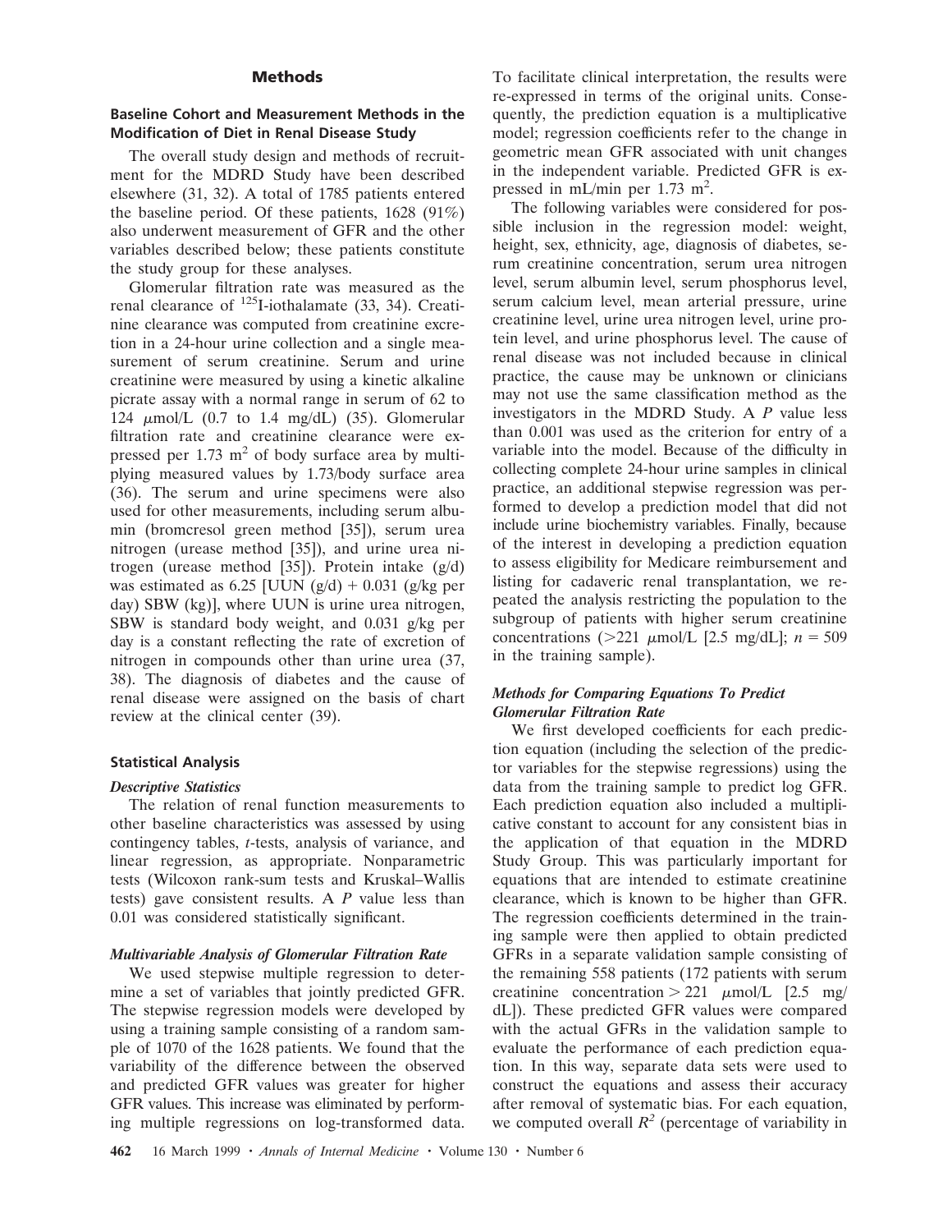## Methods

### Baseline Cohort and Measurement Methods in the Modification of Diet in Renal Disease Study

The overall study design and methods of recruitment for the MDRD Study have been described elsewhere (31, 32). A total of 1785 patients entered the baseline period. Of these patients, 1628 (91%) also underwent measurement of GFR and the other variables described below; these patients constitute the study group for these analyses.

Glomerular filtration rate was measured as the renal clearance of $^{125}$I-iothalamate (33, 34). Creatinine clearance was computed from creatinine excretion in a 24-hour urine collection and a single measurement of serum creatinine. Serum and urine creatinine were measured by using a kinetic alkaline picrate assay with a normal range in serum of 62 to 124 $\mu$mol/L (0.7 to 1.4 mg/dL) (35). Glomerular filtration rate and creatinine clearance were expressed per 1.73 m$^2$ of body surface area by multiplying measured values by 1.73/body surface area (36). The serum and urine specimens were also used for other measurements, including serum albumin (bromcresol green method [35]), serum urea nitrogen (urease method [35]), and urine urea nitrogen (urease method [35]). Protein intake (g/d) was estimated as 6.25 [UUN (g/d) + 0.031 (g/kg per day) SBW (kg)], where UUN is urine urea nitrogen, SBW is standard body weight, and 0.031 g/kg per day is a constant reflecting the rate of excretion of nitrogen in compounds other than urine urea (37, 38). The diagnosis of diabetes and the cause of renal disease were assigned on the basis of chart review at the clinical center (39).

### Statistical Analysis

#### *Descriptive Statistics*

The relation of renal function measurements to other baseline characteristics was assessed by using contingency tables, *t*-tests, analysis of variance, and linear regression, as appropriate. Nonparametric tests (Wilcoxon rank-sum tests and Kruskal–Wallis tests) gave consistent results. A *P* value less than 0.01 was considered statistically significant.

#### *Multivariable Analysis of Glomerular Filtration Rate*

We used stepwise multiple regression to determine a set of variables that jointly predicted GFR. The stepwise regression models were developed by using a training sample consisting of a random sample of 1070 of the 1628 patients. We found that the variability of the difference between the observed and predicted GFR values was greater for higher GFR values. This increase was eliminated by performing multiple regressions on log-transformed data. To facilitate clinical interpretation, the results were re-expressed in terms of the original units. Consequently, the prediction equation is a multiplicative model; regression coefficients refer to the change in geometric mean GFR associated with unit changes in the independent variable. Predicted GFR is expressed in mL/min per 1.73 m$^2$.

The following variables were considered for possible inclusion in the regression model: weight, height, sex, ethnicity, age, diagnosis of diabetes, serum creatinine concentration, serum urea nitrogen level, serum albumin level, serum phosphorus level, serum calcium level, mean arterial pressure, urine creatinine level, urine urea nitrogen level, urine protein level, and urine phosphorus level. The cause of renal disease was not included because in clinical practice, the cause may be unknown or clinicians may not use the same classification method as the investigators in the MDRD Study. A *P* value less than 0.001 was used as the criterion for entry of a variable into the model. Because of the difficulty in collecting complete 24-hour urine samples in clinical practice, an additional stepwise regression was performed to develop a prediction model that did not include urine biochemistry variables. Finally, because of the interest in developing a prediction equation to assess eligibility for Medicare reimbursement and listing for cadaveric renal transplantation, we repeated the analysis restricting the population to the subgroup of patients with higher serum creatinine concentrations (>221 $\mu$mol/L [2.5 mg/dL]; $n = 509$ in the training sample).

#### *Methods for Comparing Equations To Predict Glomerular Filtration Rate*

We first developed coefficients for each prediction equation (including the selection of the predictor variables for the stepwise regressions) using the data from the training sample to predict log GFR. Each prediction equation also included a multiplicative constant to account for any consistent bias in the application of that equation in the MDRD Study Group. This was particularly important for equations that are intended to estimate creatinine clearance, which is known to be higher than GFR. The regression coefficients determined in the training sample were then applied to obtain predicted GFRs in a separate validation sample consisting of the remaining 558 patients (172 patients with serum creatinine concentration > 221 $\mu$mol/L [2.5 mg/dL]). These predicted GFR values were compared with the actual GFRs in the validation sample to evaluate the performance of each prediction equation. In this way, separate data sets were used to construct the equations and assess their accuracy after removal of systematic bias. For each equation, we computed overall $R^2$ (percentage of variability in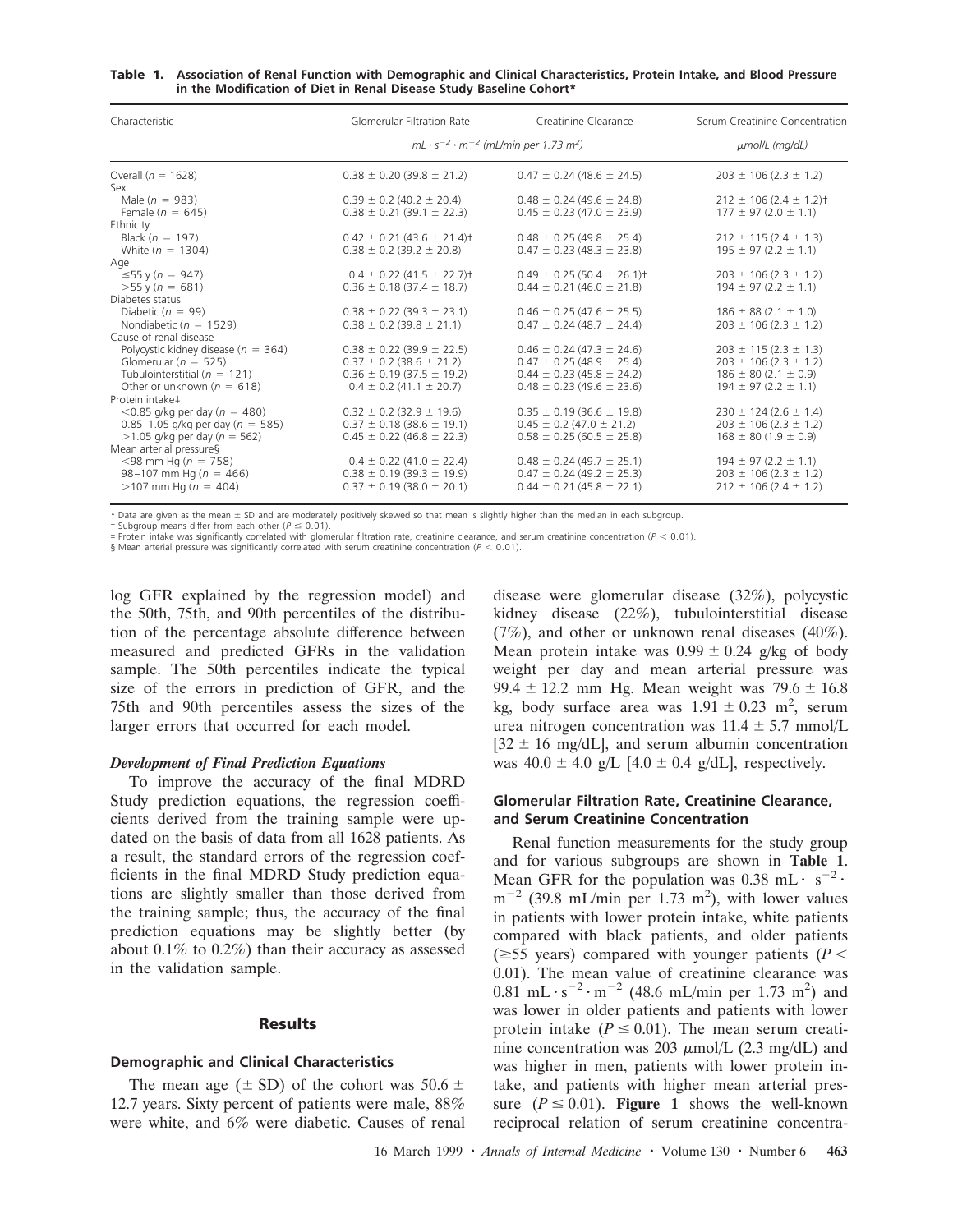**Table 1. Association of Renal Function with Demographic and Clinical Characteristics, Protein Intake, and Blood Pressure in the Modification of Diet in Renal Disease Study Baseline Cohort***

| Characteristic | Glomerular Filtration Rate | Creatinine Clearance | Serum Creatinine Concentration |
|---|---|---|---|
| | $mL \cdot s^{-2} \cdot m^{-2}$ (mL/min per 1.73 $m^2$) | | μmol/L (mg/dL) |
| Overall ($n$ = 1628) | 0.38 ± 0.20 (39.8 ± 21.2) | 0.47 ± 0.24 (48.6 ± 24.5) | 203 ± 106 (2.3 ± 1.2) |
| Sex | | | |
| Male ($n$ = 983) | 0.39 ± 0.2 (40.2 ± 20.4) | 0.48 ± 0.24 (49.6 ± 24.8) | 212 ± 106 (2.4 ± 1.2)† |
| Female ($n$ = 645) | 0.38 ± 0.21 (39.1 ± 22.3) | 0.45 ± 0.23 (47.0 ± 23.9) | 177 ± 97 (2.0 ± 1.1) |
| Ethnicity | | | |
| Black ($n$ = 197) | 0.42 ± 0.21 (43.6 ± 21.4)† | 0.48 ± 0.25 (49.8 ± 25.4) | 212 ± 115 (2.4 ± 1.3) |
| White ($n$ = 1304) | 0.38 ± 0.2 (39.2 ± 20.8) | 0.47 ± 0.23 (48.3 ± 23.8) | 195 ± 97 (2.2 ± 1.1) |
| Age | | | |
| ≤55 y ($n$ = 947) | 0.4 ± 0.22 (41.5 ± 22.7)† | 0.49 ± 0.25 (50.4 ± 26.1)† | 203 ± 106 (2.3 ± 1.2) |
| >55 y ($n$ = 681) | 0.36 ± 0.18 (37.4 ± 18.7) | 0.44 ± 0.21 (46.0 ± 21.8) | 194 ± 97 (2.2 ± 1.1) |
| Diabetes status | | | |
| Diabetic ($n$ = 99) | 0.38 ± 0.22 (39.3 ± 23.1) | 0.46 ± 0.25 (47.6 ± 25.5) | 186 ± 88 (2.1 ± 1.0) |
| Nondiabetic ($n$ = 1529) | 0.38 ± 0.2 (39.8 ± 21.1) | 0.47 ± 0.24 (48.7 ± 24.4) | 203 ± 106 (2.3 ± 1.2) |
| Cause of renal disease | | | |
| Polycystic kidney disease ($n$ = 364) | 0.38 ± 0.22 (39.9 ± 22.5) | 0.46 ± 0.24 (47.3 ± 24.6) | 203 ± 115 (2.3 ± 1.3) |
| Glomerular ($n$ = 525) | 0.37 ± 0.2 (38.6 ± 21.2) | 0.47 ± 0.25 (48.9 ± 25.4) | 203 ± 106 (2.3 ± 1.2) |
| Tubulointerstitial ($n$ = 121) | 0.36 ± 0.19 (37.5 ± 19.2) | 0.44 ± 0.23 (45.8 ± 24.2) | 186 ± 80 (2.1 ± 0.9) |
| Other or unknown ($n$ = 618) | 0.4 ± 0.2 (41.1 ± 20.7) | 0.48 ± 0.23 (49.6 ± 23.6) | 194 ± 97 (2.2 ± 1.1) |
| Protein intake‡ | | | |
| <0.85 g/kg per day ($n$ = 480) | 0.32 ± 0.2 (32.9 ± 19.6) | 0.35 ± 0.19 (36.6 ± 19.8) | 230 ± 124 (2.6 ± 1.4) |
| 0.85–1.05 g/kg per day ($n$ = 585) | 0.37 ± 0.18 (38.6 ± 19.1) | 0.45 ± 0.2 (47.0 ± 21.2) | 203 ± 106 (2.3 ± 1.2) |
| >1.05 g/kg per day ($n$ = 562) | 0.45 ± 0.22 (46.8 ± 22.3) | 0.58 ± 0.25 (60.5 ± 25.8) | 168 ± 80 (1.9 ± 0.9) |
| Mean arterial pressure§ | | | |
| <98 mm Hg ($n$ = 758) | 0.4 ± 0.22 (41.0 ± 22.4) | 0.48 ± 0.24 (49.7 ± 25.1) | 194 ± 97 (2.2 ± 1.1) |
| 98–107 mm Hg ($n$ = 466) | 0.38 ± 0.19 (39.3 ± 19.9) | 0.47 ± 0.24 (49.2 ± 25.3) | 203 ± 106 (2.3 ± 1.2) |
| >107 mm Hg ($n$ = 404) | 0.37 ± 0.19 (38.0 ± 20.1) | 0.44 ± 0.21 (45.8 ± 22.1) | 212 ± 106 (2.4 ± 1.2) |

\* Data are given as the mean ± SD and are moderately positively skewed so that mean is slightly higher than the median in each subgroup.
† Subgroup means differ from each other ($P \le 0.01$).
‡ Protein intake was significantly correlated with glomerular filtration rate, creatinine clearance, and serum creatinine concentration ($P < 0.01$).
§ Mean arterial pressure was significantly correlated with serum creatinine concentration ($P < 0.01$).

log GFR explained by the regression model) and the 50th, 75th, and 90th percentiles of the distribution of the percentage absolute difference between measured and predicted GFRs in the validation sample. The 50th percentiles indicate the typical size of the errors in prediction of GFR, and the 75th and 90th percentiles assess the sizes of the larger errors that occurred for each model.

### *Development of Final Prediction Equations*

To improve the accuracy of the final MDRD Study prediction equations, the regression coefficients derived from the training sample were updated on the basis of data from all 1628 patients. As a result, the standard errors of the regression coefficients in the final MDRD Study prediction equations are slightly smaller than those derived from the training sample; thus, the accuracy of the final prediction equations may be slightly better (by about 0.1% to 0.2%) than their accuracy as assessed in the validation sample.

## Results

### Demographic and Clinical Characteristics

The mean age (± SD) of the cohort was 50.6 ± 12.7 years. Sixty percent of patients were male, 88% were white, and 6% were diabetic. Causes of renal disease were glomerular disease (32%), polycystic kidney disease (22%), tubulointerstitial disease (7%), and other or unknown renal diseases (40%). Mean protein intake was 0.99 ± 0.24 g/kg of body weight per day and mean arterial pressure was 99.4 ± 12.2 mm Hg. Mean weight was 79.6 ± 16.8 kg, body surface area was 1.91 ± 0.23 $m^2$, serum urea nitrogen concentration was 11.4 ± 5.7 mmol/L [32 ± 16 mg/dL], and serum albumin concentration was 40.0 ± 4.0 g/L [4.0 ± 0.4 g/dL], respectively.

### Glomerular Filtration Rate, Creatinine Clearance, and Serum Creatinine Concentration

Renal function measurements for the study group and for various subgroups are shown in **Table 1**. Mean GFR for the population was 0.38 $mL \cdot s^{-2} \cdot m^{-2}$ (39.8 mL/min per 1.73 $m^2$), with lower values in patients with lower protein intake, white patients compared with black patients, and older patients (≥55 years) compared with younger patients ($P <$ 0.01). The mean value of creatinine clearance was 0.81 $mL \cdot s^{-2} \cdot m^{-2}$ (48.6 mL/min per 1.73 $m^2$) and was lower in older patients and patients with lower protein intake ($P \le 0.01$). The mean serum creatinine concentration was 203 μmol/L (2.3 mg/dL) and was higher in men, patients with lower protein intake, and patients with higher mean arterial pressure ($P \le 0.01$). **Figure 1** shows the well-known reciprocal relation of serum creatinine concentra-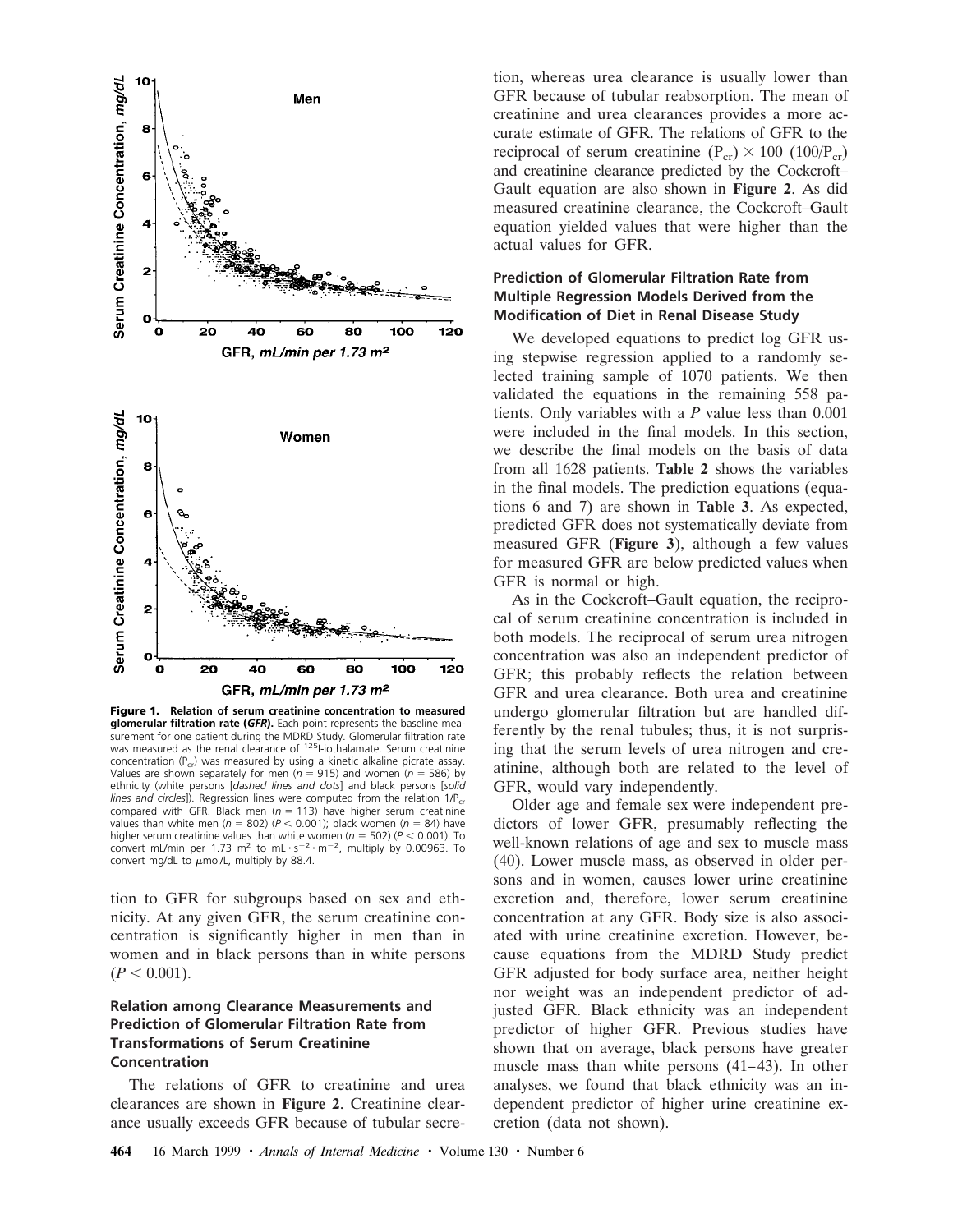**Figure 1. Relation of serum creatinine concentration to measured glomerular filtration rate (*GFR*).** Each point represents the baseline measurement for one patient during the MDRD Study. Glomerular filtration rate was measured as the renal clearance of $^{125}$I-iothalamate. Serum creatinine concentration ($P_{cr}$) was measured by using a kinetic alkaline picrate assay. Values are shown separately for men ($n = 915$) and women ($n = 586$) by ethnicity (white persons [*dashed lines and dots*] and black persons [*solid lines and circles*]). Regression lines were computed from the relation $1/P_{cr}$ compared with GFR. Black men ($n = 113$) have higher serum creatinine values than white men ($n = 802$) ($P < 0.001$); black women ($n = 84$) have higher serum creatinine values than white women ($n = 502$) ($P < 0.001$). To convert mL/min per 1.73 m$^2$ to mL · s$^{-2}$ · m$^{-2}$, multiply by 0.00963. To convert mg/dL to $\mu$mol/L, multiply by 88.4.

tion to GFR for subgroups based on sex and ethnicity. At any given GFR, the serum creatinine concentration is significantly higher in men than in women and in black persons than in white persons ($P < 0.001$).

### Relation among Clearance Measurements and Prediction of Glomerular Filtration Rate from Transformations of Serum Creatinine Concentration

The relations of GFR to creatinine and urea clearances are shown in **Figure 2**. Creatinine clearance usually exceeds GFR because of tubular secretion, whereas urea clearance is usually lower than GFR because of tubular reabsorption. The mean of creatinine and urea clearances provides a more accurate estimate of GFR. The relations of GFR to the reciprocal of serum creatinine ($P_{cr}$) × 100 ($100/P_{cr}$) and creatinine clearance predicted by the Cockcroft–Gault equation are also shown in **Figure 2**. As did measured creatinine clearance, the Cockcroft–Gault equation yielded values that were higher than the actual values for GFR.

### Prediction of Glomerular Filtration Rate from Multiple Regression Models Derived from the Modification of Diet in Renal Disease Study

We developed equations to predict log GFR using stepwise regression applied to a randomly selected training sample of 1070 patients. We then validated the equations in the remaining 558 patients. Only variables with a *P* value less than 0.001 were included in the final models. In this section, we describe the final models on the basis of data from all 1628 patients. **Table 2** shows the variables in the final models. The prediction equations (equations 6 and 7) are shown in **Table 3**. As expected, predicted GFR does not systematically deviate from measured GFR (**Figure 3**), although a few values for measured GFR are below predicted values when GFR is normal or high.

As in the Cockcroft–Gault equation, the reciprocal of serum creatinine concentration is included in both models. The reciprocal of serum urea nitrogen concentration was also an independent predictor of GFR; this probably reflects the relation between GFR and urea clearance. Both urea and creatinine undergo glomerular filtration but are handled differently by the renal tubules; thus, it is not surprising that the serum levels of urea nitrogen and creatinine, although both are related to the level of GFR, would vary independently.

Older age and female sex were independent predictors of lower GFR, presumably reflecting the well-known relations of age and sex to muscle mass (40). Lower muscle mass, as observed in older persons and in women, causes lower urine creatinine excretion and, therefore, lower serum creatinine concentration at any GFR. Body size is also associated with urine creatinine excretion. However, because equations from the MDRD Study predict GFR adjusted for body surface area, neither height nor weight was an independent predictor of adjusted GFR. Black ethnicity was an independent predictor of higher GFR. Previous studies have shown that on average, black persons have greater muscle mass than white persons (41–43). In other analyses, we found that black ethnicity was an independent predictor of higher urine creatinine excretion (data not shown).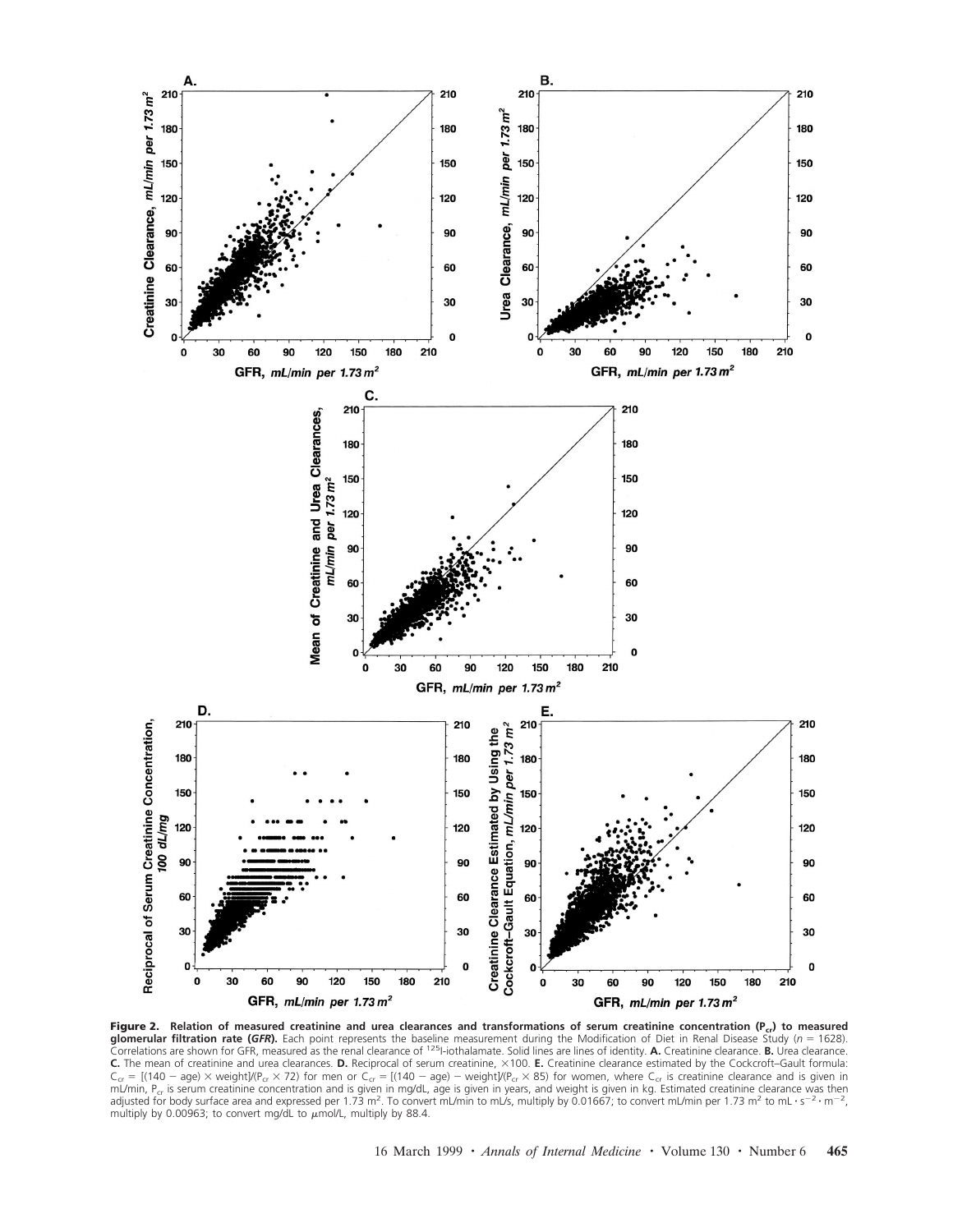**Figure 2. Relation of measured creatinine and urea clearances and transformations of serum creatinine concentration ($P_{cr}$) to measured glomerular filtration rate (*GFR*).** Each point represents the baseline measurement during the Modification of Diet in Renal Disease Study ($n$ = 1628). Correlations are shown for GFR, measured as the renal clearance of $^{125}$I-iothalamate. Solid lines are lines of identity. **A.** Creatinine clearance. **B.** Urea clearance. **C.** The mean of creatinine and urea clearances. **D.** Reciprocal of serum creatinine, ×100. **E.** Creatinine clearance estimated by the Cockcroft–Gault formula: $C_{cr}$ = [(140 − age) × weight]/($P_{cr}$ × 72) for men or $C_{cr}$ = [(140 − age) − weight]/($P_{cr}$ × 85) for women, where $C_{cr}$ is creatinine clearance and is given in mL/min, $P_{cr}$ is serum creatinine concentration and is given in mg/dL, age is given in years, and weight is given in kg. Estimated creatinine clearance was then adjusted for body surface area and expressed per 1.73 m². To convert mL/min to mL/s, multiply by 0.01667; to convert mL/min per 1.73 m² to mL · s$^{-2}$ · m$^{-2}$, multiply by 0.00963; to convert mg/dL to μmol/L, multiply by 88.4.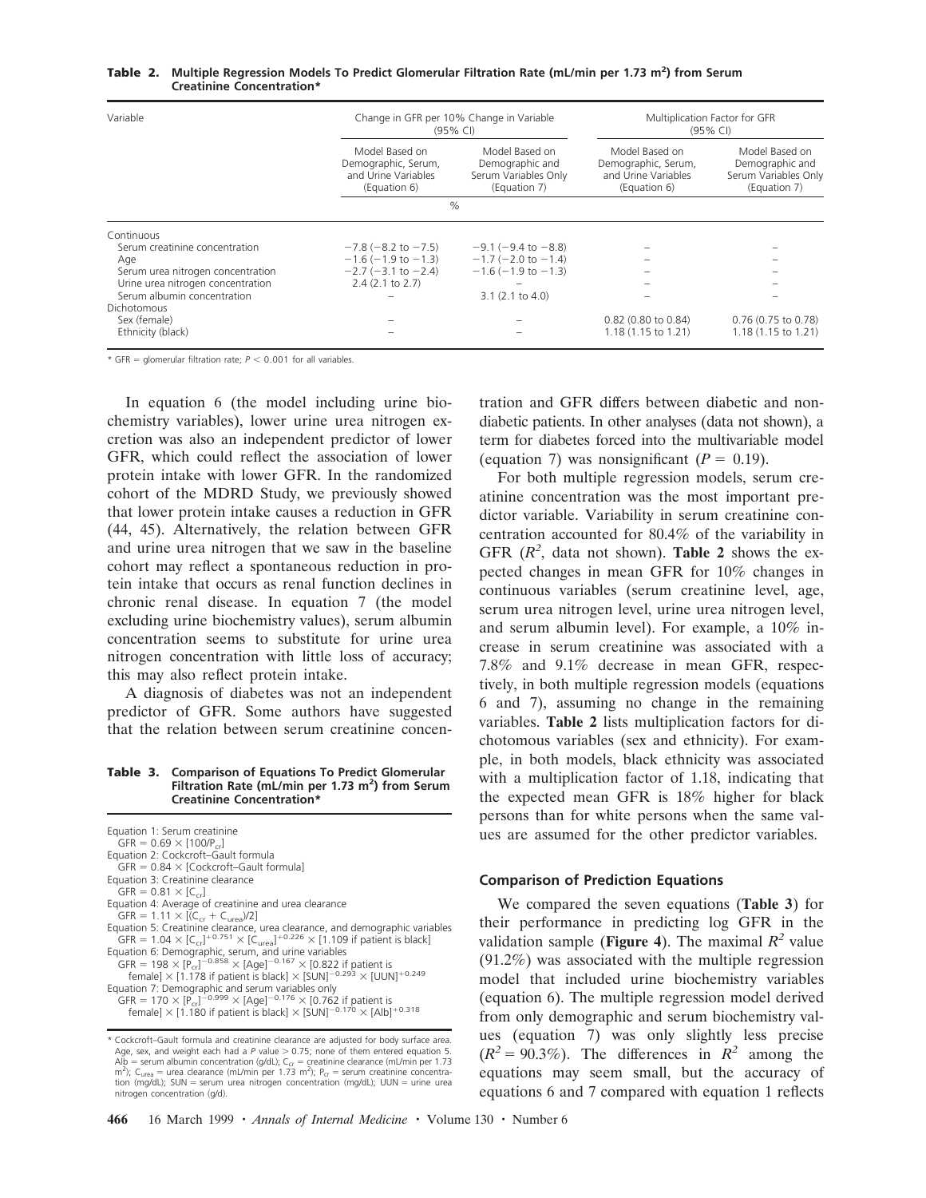**Table 2. Multiple Regression Models To Predict Glomerular Filtration Rate (mL/min per 1.73 m²) from Serum Creatinine Concentration***

| Variable | Change in GFR per 10% Change in Variable (95% CI) | | Multiplication Factor for GFR (95% CI) | |
|---|---|---|---|---|
| | Model Based on Demographic, Serum, and Urine Variables (Equation 6) | Model Based on Demographic and Serum Variables Only (Equation 7) | Model Based on Demographic, Serum, and Urine Variables (Equation 6) | Model Based on Demographic and Serum Variables Only (Equation 7) |
| | % | | | |
| Continuous | | | | |
| Serum creatinine concentration | −7.8 (−8.2 to −7.5) | −9.1 (−9.4 to −8.8) | – | – |
| Age | −1.6 (−1.9 to −1.3) | −1.7 (−2.0 to −1.4) | – | – |
| Serum urea nitrogen concentration | −2.7 (−3.1 to −2.4) | −1.6 (−1.9 to −1.3) | – | – |
| Urine urea nitrogen concentration | 2.4 (2.1 to 2.7) | – | – | – |
| Serum albumin concentration | – | 3.1 (2.1 to 4.0) | – | – |
| Dichotomous | | | | |
| Sex (female) | – | – | 0.82 (0.80 to 0.84) | 0.76 (0.75 to 0.78) |
| Ethnicity (black) | – | – | 1.18 (1.15 to 1.21) | 1.18 (1.15 to 1.21) |

\* GFR = glomerular filtration rate; $P < 0.001$ for all variables.

In equation 6 (the model including urine biochemistry variables), lower urine urea nitrogen excretion was also an independent predictor of lower GFR, which could reflect the association of lower protein intake with lower GFR. In the randomized cohort of the MDRD Study, we previously showed that lower protein intake causes a reduction in GFR (44, 45). Alternatively, the relation between GFR and urine urea nitrogen that we saw in the baseline cohort may reflect a spontaneous reduction in protein intake that occurs as renal function declines in chronic renal disease. In equation 7 (the model excluding urine biochemistry values), serum albumin concentration seems to substitute for urine urea nitrogen concentration with little loss of accuracy; this may also reflect protein intake.

A diagnosis of diabetes was not an independent predictor of GFR. Some authors have suggested that the relation between serum creatinine concentration and GFR differs between diabetic and nondiabetic patients. In other analyses (data not shown), a term for diabetes forced into the multivariable model (equation 7) was nonsignificant ($P = 0.19$).

**Table 3. Comparison of Equations To Predict Glomerular Filtration Rate (mL/min per 1.73 m²) from Serum Creatinine Concentration***

Equation 1: Serum creatinine
$GFR = 0.69 \times [100/P_{cr}]$

Equation 2: Cockcroft–Gault formula
$GFR = 0.84 \times [\text{Cockcroft–Gault formula}]$

Equation 3: Creatinine clearance
$GFR = 0.81 \times [C_{cr}]$

Equation 4: Average of creatinine and urea clearance
$GFR = 1.11 \times [(C_{cr} + C_{urea})/2]$

Equation 5: Creatinine clearance, urea clearance, and demographic variables
$GFR = 1.04 \times [C_{cr}]^{+0.751} \times [C_{urea}]^{+0.226} \times [1.109 \text{ if patient is black}]$

Equation 6: Demographic, serum, and urine variables
$GFR = 198 \times [P_{cr}]^{-0.858} \times [Age]^{-0.167} \times [0.822 \text{ if patient is female}] \times [1.178 \text{ if patient is black}] \times [SUN]^{-0.293} \times [UUN]^{+0.249}$

Equation 7: Demographic and serum variables only
$GFR = 170 \times [P_{cr}]^{-0.999} \times [Age]^{-0.176} \times [0.762 \text{ if patient is female}] \times [1.180 \text{ if patient is black}] \times [SUN]^{-0.170} \times [Alb]^{+0.318}$

\* Cockcroft–Gault formula and creatinine clearance are adjusted for body surface area. Age, sex, and weight each had a $P$ value > 0.75; none of them entered equation 5. Alb = serum albumin concentration (g/dL); $C_{cr}$ = creatinine clearance (mL/min per 1.73 m²); $C_{urea}$ = urea clearance (mL/min per 1.73 m²); $P_{cr}$ = serum creatinine concentration (mg/dL); SUN = serum urea nitrogen concentration (mg/dL); UUN = urine urea nitrogen concentration (g/d).

For both multiple regression models, serum creatinine concentration was the most important predictor variable. Variability in serum creatinine concentration accounted for 80.4% of the variability in GFR ($R^2$, data not shown). **Table 2** shows the expected changes in mean GFR for 10% changes in continuous variables (serum creatinine level, age, serum urea nitrogen level, urine urea nitrogen level, and serum albumin level). For example, a 10% increase in serum creatinine was associated with a 7.8% and 9.1% decrease in mean GFR, respectively, in both multiple regression models (equations 6 and 7), assuming no change in the remaining variables. **Table 2** lists multiplication factors for dichotomous variables (sex and ethnicity). For example, in both models, black ethnicity was associated with a multiplication factor of 1.18, indicating that the expected mean GFR is 18% higher for black persons than for white persons when the same values are assumed for the other predictor variables.

### Comparison of Prediction Equations

We compared the seven equations (**Table 3**) for their performance in predicting log GFR in the validation sample (**Figure 4**). The maximal $R^2$ value (91.2%) was associated with the multiple regression model that included urine biochemistry variables (equation 6). The multiple regression model derived from only demographic and serum biochemistry values (equation 7) was only slightly less precise ($R^2 = 90.3\%$). The differences in $R^2$ among the equations may seem small, but the accuracy of equations 6 and 7 compared with equation 1 reflects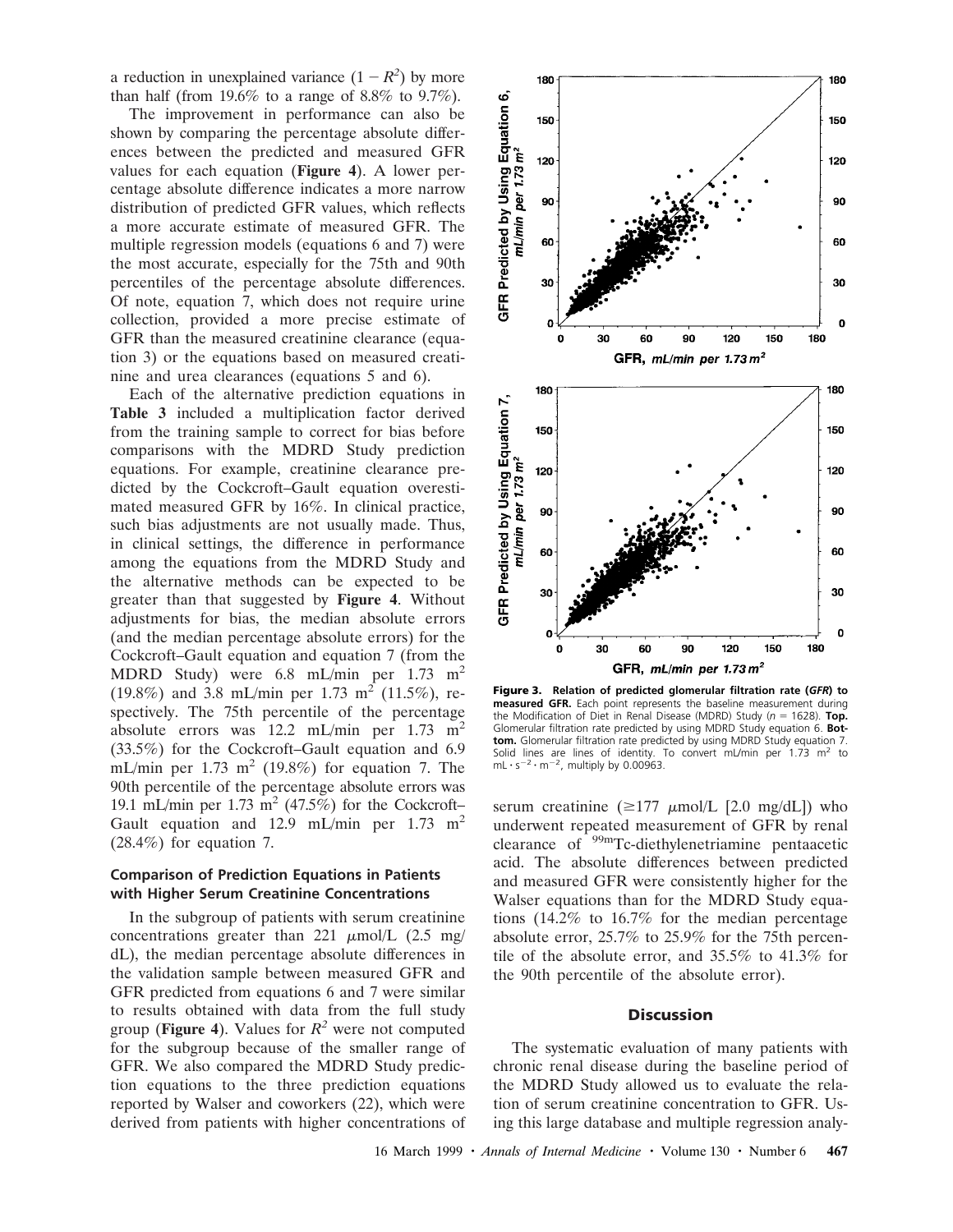a reduction in unexplained variance ($1 - R^2$) by more than half (from 19.6% to a range of 8.8% to 9.7%).

The improvement in performance can also be shown by comparing the percentage absolute differences between the predicted and measured GFR values for each equation (**Figure 4**). A lower percentage absolute difference indicates a more narrow distribution of predicted GFR values, which reflects a more accurate estimate of measured GFR. The multiple regression models (equations 6 and 7) were the most accurate, especially for the 75th and 90th percentiles of the percentage absolute differences. Of note, equation 7, which does not require urine collection, provided a more precise estimate of GFR than the measured creatinine clearance (equation 3) or the equations based on measured creatinine and urea clearances (equations 5 and 6).

Each of the alternative prediction equations in **Table 3** included a multiplication factor derived from the training sample to correct for bias before comparisons with the MDRD Study prediction equations. For example, creatinine clearance predicted by the Cockcroft–Gault equation overestimated measured GFR by 16%. In clinical practice, such bias adjustments are not usually made. Thus, in clinical settings, the difference in performance among the equations from the MDRD Study and the alternative methods can be expected to be greater than that suggested by **Figure 4**. Without adjustments for bias, the median absolute errors (and the median percentage absolute errors) for the Cockcroft–Gault equation and equation 7 (from the MDRD Study) were 6.8 mL/min per 1.73 $m^2$ (19.8%) and 3.8 mL/min per 1.73 $m^2$ (11.5%), respectively. The 75th percentile of the percentage absolute errors was 12.2 mL/min per 1.73 $m^2$ (33.5%) for the Cockcroft–Gault equation and 6.9 mL/min per 1.73 $m^2$ (19.8%) for equation 7. The 90th percentile of the percentage absolute errors was 19.1 mL/min per 1.73 $m^2$ (47.5%) for the Cockcroft–Gault equation and 12.9 mL/min per 1.73 $m^2$ (28.4%) for equation 7.

### Comparison of Prediction Equations in Patients with Higher Serum Creatinine Concentrations

In the subgroup of patients with serum creatinine concentrations greater than 221 μmol/L (2.5 mg/dL), the median percentage absolute differences in the validation sample between measured GFR and GFR predicted from equations 6 and 7 were similar to results obtained with data from the full study group (**Figure 4**). Values for $R^2$ were not computed for the subgroup because of the smaller range of GFR. We also compared the MDRD Study prediction equations to the three prediction equations reported by Walser and coworkers (22), which were derived from patients with higher concentrations of serum creatinine (≥177 μmol/L [2.0 mg/dL]) who underwent repeated measurement of GFR by renal clearance of $^{99m}$Tc-diethylenetriamine pentaacetic acid. The absolute differences between predicted and measured GFR were consistently higher for the Walser equations than for the MDRD Study equations (14.2% to 16.7% for the median percentage absolute error, 25.7% to 25.9% for the 75th percentile of the absolute error, and 35.5% to 41.3% for the 90th percentile of the absolute error).

**Figure 3. Relation of predicted glomerular filtration rate (*GFR*) to measured GFR.** Each point represents the baseline measurement during the Modification of Diet in Renal Disease (MDRD) Study ($n$ = 1628). **Top.** Glomerular filtration rate predicted by using MDRD Study equation 6. **Bottom.** Glomerular filtration rate predicted by using MDRD Study equation 7. Solid lines are lines of identity. To convert mL/min per 1.73 $m^2$ to $mL \cdot s^{-2} \cdot m^{-2}$, multiply by 0.00963.

## Discussion

The systematic evaluation of many patients with chronic renal disease during the baseline period of the MDRD Study allowed us to evaluate the relation of serum creatinine concentration to GFR. Using this large database and multiple regression analy-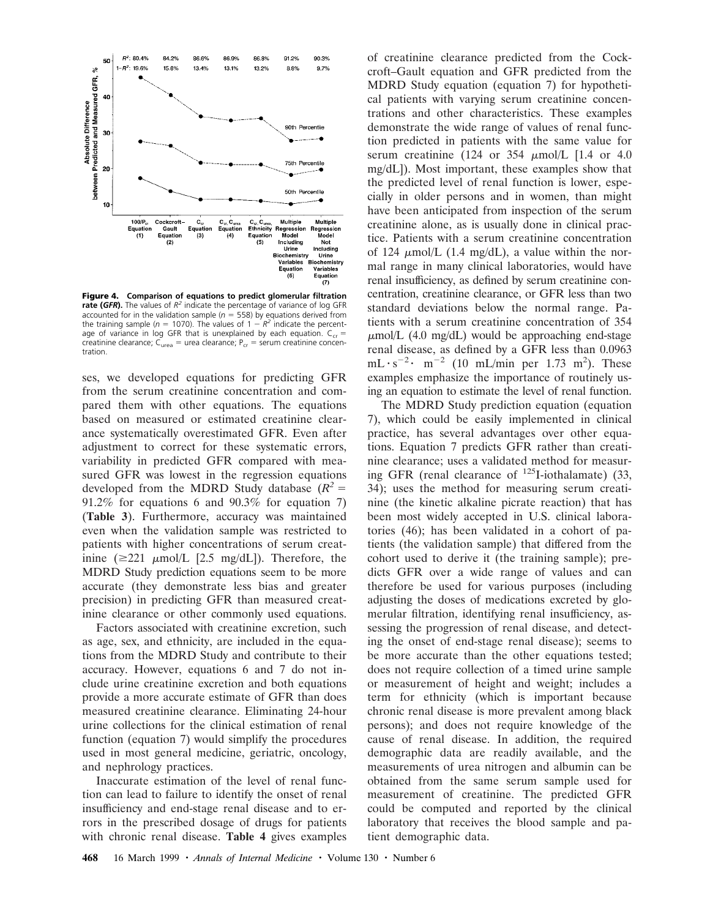**Figure 4. Comparison of equations to predict glomerular filtration rate (*GFR*).** The values of $R^2$ indicate the percentage of variance of log GFR accounted for in the validation sample ($n$ = 558) by equations derived from the training sample ($n$ = 1070). The values of $1 - R^2$ indicate the percentage of variance in log GFR that is unexplained by each equation. $C_{cr}$ = creatinine clearance; $C_{urea}$ = urea clearance; $P_{cr}$ = serum creatinine concentration.

ses, we developed equations for predicting GFR from the serum creatinine concentration and compared them with other equations. The equations based on measured or estimated creatinine clearance systematically overestimated GFR. Even after adjustment to correct for these systematic errors, variability in predicted GFR compared with measured GFR was lowest in the regression equations developed from the MDRD Study database ($R^2$ = 91.2% for equations 6 and 90.3% for equation 7) (**Table 3**). Furthermore, accuracy was maintained even when the validation sample was restricted to patients with higher concentrations of serum creatinine (≥221 μmol/L [2.5 mg/dL]). Therefore, the MDRD Study prediction equations seem to be more accurate (they demonstrate less bias and greater precision) in predicting GFR than measured creatinine clearance or other commonly used equations.

Factors associated with creatinine excretion, such as age, sex, and ethnicity, are included in the equations from the MDRD Study and contribute to their accuracy. However, equations 6 and 7 do not include urine creatinine excretion and both equations provide a more accurate estimate of GFR than does measured creatinine clearance. Eliminating 24-hour urine collections for the clinical estimation of renal function (equation 7) would simplify the procedures used in most general medicine, geriatric, oncology, and nephrology practices.

Inaccurate estimation of the level of renal function can lead to failure to identify the onset of renal insufficiency and end-stage renal disease and to errors in the prescribed dosage of drugs for patients with chronic renal disease. **Table 4** gives examples of creatinine clearance predicted from the Cockcroft–Gault equation and GFR predicted from the MDRD Study equation (equation 7) for hypothetical patients with varying serum creatinine concentrations and other characteristics. These examples demonstrate the wide range of values of renal function predicted in patients with the same value for serum creatinine (124 or 354 μmol/L [1.4 or 4.0 mg/dL]). Most important, these examples show that the predicted level of renal function is lower, especially in older persons and in women, than might have been anticipated from inspection of the serum creatinine alone, as is usually done in clinical practice. Patients with a serum creatinine concentration of 124 μmol/L (1.4 mg/dL), a value within the normal range in many clinical laboratories, would have renal insufficiency, as defined by serum creatinine concentration, creatinine clearance, or GFR less than two standard deviations below the normal range. Patients with a serum creatinine concentration of 354 μmol/L (4.0 mg/dL) would be approaching end-stage renal disease, as defined by a GFR less than 0.0963 $\text{mL} \cdot \text{s}^{-2} \cdot \text{m}^{-2}$ (10 mL/min per 1.73 $\text{m}^2$). These examples emphasize the importance of routinely using an equation to estimate the level of renal function.

The MDRD Study prediction equation (equation 7), which could be easily implemented in clinical practice, has several advantages over other equations. Equation 7 predicts GFR rather than creatinine clearance; uses a validated method for measuring GFR (renal clearance of $^{125}$I-iothalamate) (33, 34); uses the method for measuring serum creatinine (the kinetic alkaline picrate reaction) that has been most widely accepted in U.S. clinical laboratories (46); has been validated in a cohort of patients (the validation sample) that differed from the cohort used to derive it (the training sample); predicts GFR over a wide range of values and can therefore be used for various purposes (including adjusting the doses of medications excreted by glomerular filtration, identifying renal insufficiency, assessing the progression of renal disease, and detecting the onset of end-stage renal disease); seems to be more accurate than the other equations tested; does not require collection of a timed urine sample or measurement of height and weight; includes a term for ethnicity (which is important because chronic renal disease is more prevalent among black persons); and does not require knowledge of the cause of renal disease. In addition, the required demographic data are readily available, and the measurements of urea nitrogen and albumin can be obtained from the same serum sample used for measurement of creatinine. The predicted GFR could be computed and reported by the clinical laboratory that receives the blood sample and patient demographic data.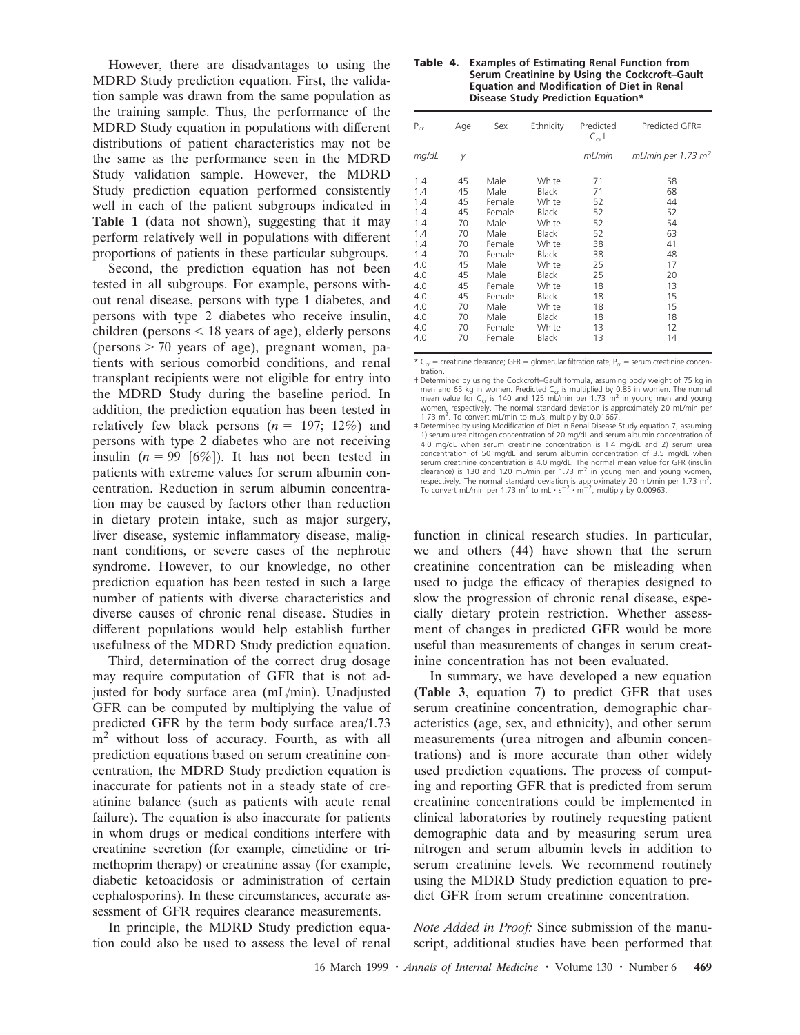However, there are disadvantages to using the MDRD Study prediction equation. First, the validation sample was drawn from the same population as the training sample. Thus, the performance of the MDRD Study equation in populations with different distributions of patient characteristics may not be the same as the performance seen in the MDRD Study validation sample. However, the MDRD Study prediction equation performed consistently well in each of the patient subgroups indicated in **Table 1** (data not shown), suggesting that it may perform relatively well in populations with different proportions of patients in these particular subgroups.

Second, the prediction equation has not been tested in all subgroups. For example, persons without renal disease, persons with type 1 diabetes, and persons with type 2 diabetes who receive insulin, children (persons < 18 years of age), elderly persons (persons > 70 years of age), pregnant women, patients with serious comorbid conditions, and renal transplant recipients were not eligible for entry into the MDRD Study during the baseline period. In addition, the prediction equation has been tested in relatively few black persons ($n$ = 197; 12%) and persons with type 2 diabetes who are not receiving insulin ($n$ = 99 [6%]). It has not been tested in patients with extreme values for serum albumin concentration. Reduction in serum albumin concentration may be caused by factors other than reduction in dietary protein intake, such as major surgery, liver disease, systemic inflammatory disease, malignant conditions, or severe cases of the nephrotic syndrome. However, to our knowledge, no other prediction equation has been tested in such a large number of patients with diverse characteristics and diverse causes of chronic renal disease. Studies in different populations would help establish further usefulness of the MDRD Study prediction equation.

Third, determination of the correct drug dosage may require computation of GFR that is not adjusted for body surface area (mL/min). Unadjusted GFR can be computed by multiplying the value of predicted GFR by the term body surface area/1.73 $m^2$ without loss of accuracy. Fourth, as with all prediction equations based on serum creatinine concentration, the MDRD Study prediction equation is inaccurate for patients not in a steady state of creatinine balance (such as patients with acute renal failure). The equation is also inaccurate for patients in whom drugs or medical conditions interfere with creatinine secretion (for example, cimetidine or trimethoprim therapy) or creatinine assay (for example, diabetic ketoacidosis or administration of certain cephalosporins). In these circumstances, accurate assessment of GFR requires clearance measurements.

In principle, the MDRD Study prediction equation could also be used to assess the level of renal function in clinical research studies. In particular, we and others (44) have shown that the serum creatinine concentration can be misleading when used to judge the efficacy of therapies designed to slow the progression of chronic renal disease, especially dietary protein restriction. Whether assessment of changes in predicted GFR would be more useful than measurements of changes in serum creatinine concentration has not been evaluated.

In summary, we have developed a new equation (**Table 3**, equation 7) to predict GFR that uses serum creatinine concentration, demographic characteristics (age, sex, and ethnicity), and other serum measurements (urea nitrogen and albumin concentrations) and is more accurate than other widely used prediction equations. The process of computing and reporting GFR that is predicted from serum creatinine concentrations could be implemented in clinical laboratories by routinely requesting patient demographic data and by measuring serum urea nitrogen and serum albumin levels in addition to serum creatinine levels. We recommend routinely using the MDRD Study prediction equation to predict GFR from serum creatinine concentration.

*Note Added in Proof:* Since submission of the manuscript, additional studies have been performed that

**Table 4. Examples of Estimating Renal Function from Serum Creatinine by Using the Cockcroft–Gault Equation and Modification of Diet in Renal Disease Study Prediction Equation***

| $P_{cr}$ | Age | Sex | Ethnicity | Predicted $C_{cr}$† | Predicted GFR‡ |
|---|---|---|---|---|---|
| *mg/dL* | *y* | | | *mL/min* | *mL/min per 1.73 $m^2$* |
| 1.4 | 45 | Male | White | 71 | 58 |
| 1.4 | 45 | Male | Black | 71 | 68 |
| 1.4 | 45 | Female | White | 52 | 44 |
| 1.4 | 45 | Female | Black | 52 | 52 |
| 1.4 | 70 | Male | White | 52 | 54 |
| 1.4 | 70 | Male | Black | 52 | 63 |
| 1.4 | 70 | Female | White | 38 | 41 |
| 1.4 | 70 | Female | Black | 38 | 48 |
| 4.0 | 45 | Male | White | 25 | 17 |
| 4.0 | 45 | Male | Black | 25 | 20 |
| 4.0 | 45 | Female | White | 18 | 13 |
| 4.0 | 45 | Female | Black | 18 | 15 |
| 4.0 | 70 | Male | White | 18 | 15 |
| 4.0 | 70 | Male | Black | 18 | 18 |
| 4.0 | 70 | Female | White | 13 | 12 |
| 4.0 | 70 | Female | Black | 13 | 14 |

\* $C_{cr}$ = creatinine clearance; GFR = glomerular filtration rate; $P_{cr}$ = serum creatinine concentration.

† Determined by using the Cockcroft–Gault formula, assuming body weight of 75 kg in men and 65 kg in women. Predicted $C_{cr}$ is multiplied by 0.85 in women. The normal mean value for $C_{cr}$ is 140 and 125 mL/min per 1.73 $m^2$ in young men and young women, respectively. The normal standard deviation is approximately 20 mL/min per 1.73 $m^2$. To convert mL/min to mL/s, multiply by 0.01667.

‡ Determined by using Modification of Diet in Renal Disease Study equation 7, assuming 1) serum urea nitrogen concentration of 20 mg/dL and serum albumin concentration of 4.0 mg/dL when serum creatinine concentration is 1.4 mg/dL and 2) serum urea concentration of 50 mg/dL and serum albumin concentration of 3.5 mg/dL when serum creatinine concentration is 4.0 mg/dL. The normal mean value for GFR (insulin clearance) is 130 and 120 mL/min per 1.73 $m^2$ in young men and young women, respectively. The normal standard deviation is approximately 20 mL/min per 1.73 $m^2$. To convert mL/min per 1.73 $m^2$ to mL · $s^{-2}$ · $m^{-2}$, multiply by 0.00963.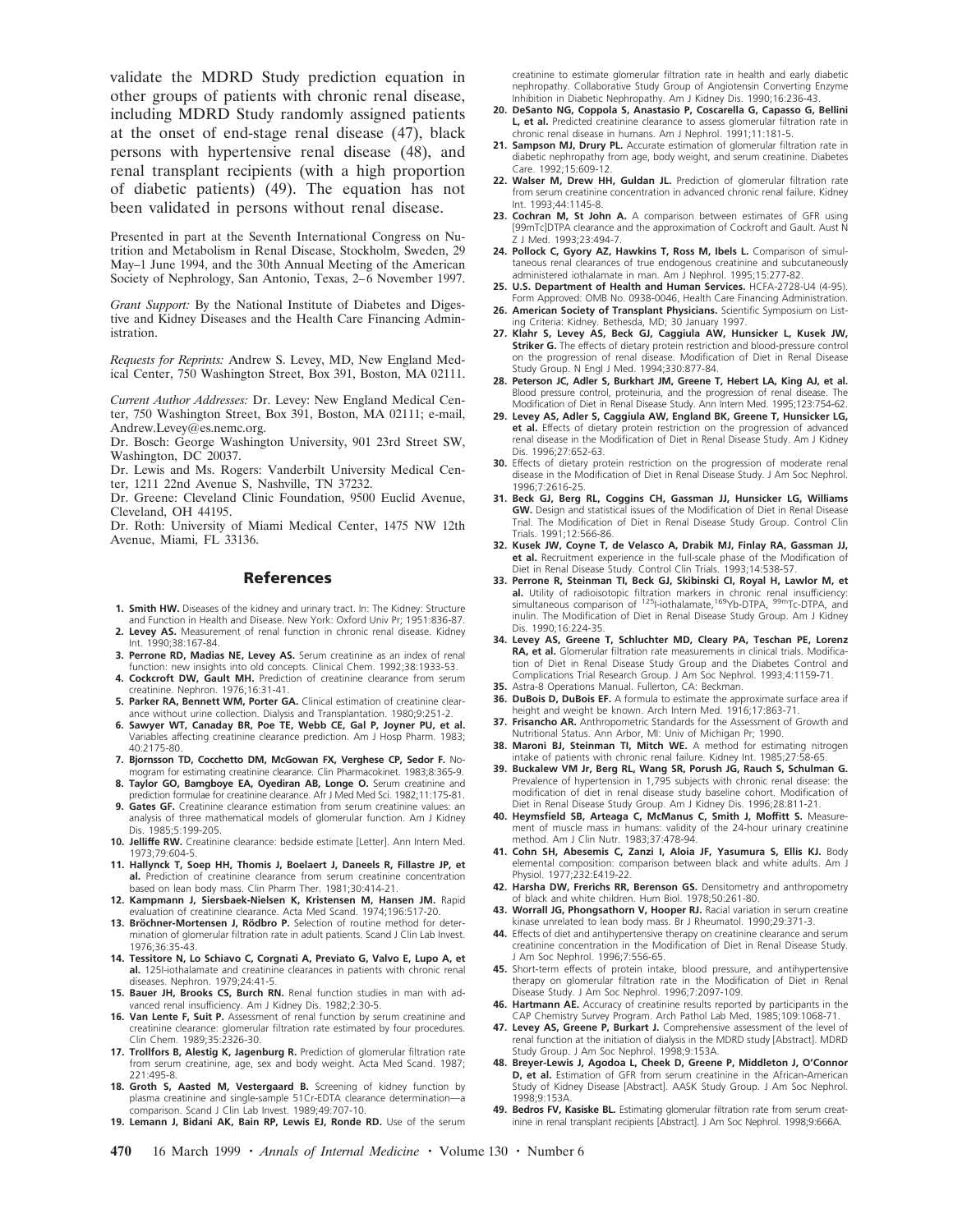validate the MDRD Study prediction equation in other groups of patients with chronic renal disease, including MDRD Study randomly assigned patients at the onset of end-stage renal disease (47), black persons with hypertensive renal disease (48), and renal transplant recipients (with a high proportion of diabetic patients) (49). The equation has not been validated in persons without renal disease.

Presented in part at the Seventh International Congress on Nutrition and Metabolism in Renal Disease, Stockholm, Sweden, 29 May–1 June 1994, and the 30th Annual Meeting of the American Society of Nephrology, San Antonio, Texas, 2–6 November 1997.

*Grant Support:* By the National Institute of Diabetes and Digestive and Kidney Diseases and the Health Care Financing Administration.

*Requests for Reprints:* Andrew S. Levey, MD, New England Medical Center, 750 Washington Street, Box 391, Boston, MA 02111.

*Current Author Addresses:* Dr. Levey: New England Medical Center, 750 Washington Street, Box 391, Boston, MA 02111; e-mail, Andrew.Levey@es.nemc.org.

Dr. Bosch: George Washington University, 901 23rd Street SW, Washington, DC 20037.

Dr. Lewis and Ms. Rogers: Vanderbilt University Medical Center, 1211 22nd Avenue S, Nashville, TN 37232.

Dr. Greene: Cleveland Clinic Foundation, 9500 Euclid Avenue, Cleveland, OH 44195.

Dr. Roth: University of Miami Medical Center, 1475 NW 12th Avenue, Miami, FL 33136.

## References

1. **Smith HW.** Diseases of the kidney and urinary tract. In: The Kidney: Structure and Function in Health and Disease. New York: Oxford Univ Pr; 1951:836-87.
2. **Levey AS.** Measurement of renal function in chronic renal disease. Kidney Int. 1990;38:167-84.
3. **Perrone RD, Madias NE, Levey AS.** Serum creatinine as an index of renal function: new insights into old concepts. Clinical Chem. 1992;38:1933-53.
4. **Cockcroft DW, Gault MH.** Prediction of creatinine clearance from serum creatinine. Nephron. 1976;16:31-41.
5. **Parker RA, Bennett WM, Porter GA.** Clinical estimation of creatinine clearance without urine collection. Dialysis and Transplantation. 1980;9:251-2.
6. **Sawyer WT, Canaday BR, Poe TE, Webb CE, Gal P, Joyner PU, et al.** Variables affecting creatinine clearance prediction. Am J Hosp Pharm. 1983; 40:2175-80.
7. **Bjornsson TD, Cocchetto DM, McGowan FX, Verghese CP, Sedor F.** Nomogram for estimating creatinine clearance. Clin Pharmacokinet. 1983;8:365-9.
8. **Taylor GO, Bamgboye EA, Oyediran AB, Longe O.** Serum creatinine and prediction formulae for creatinine clearance. Afr J Med Med Sci. 1982;11:175-81.
9. **Gates GF.** Creatinine clearance estimation from serum creatinine values: an analysis of three mathematical models of glomerular function. Am J Kidney Dis. 1985;5:199-205.
10. **Jelliffe RW.** Creatinine clearance: bedside estimate [Letter]. Ann Intern Med. 1973;79:604-5.
11. **Hallynck T, Soep HH, Thomis J, Boelaert J, Daneels R, Fillastre JP, et al.** Prediction of creatinine clearance from serum creatinine concentration based on lean body mass. Clin Pharm Ther. 1981;30:414-21.
12. **Kampmann J, Siersbaek-Nielsen K, Kristensen M, Hansen JM.** Rapid evaluation of creatinine clearance. Acta Med Scand. 1974;196:517-20.
13. **Bröchner-Mortensen J, Rödbro P.** Selection of routine method for determination of glomerular filtration rate in adult patients. Scand J Clin Lab Invest. 1976;36:35-43.
14. **Tessitore N, Lo Schiavo C, Corgnati A, Previato G, Valvo E, Lupo A, et al.** 125I-iothalamate and creatinine clearances in patients with chronic renal diseases. Nephron. 1979;24:41-5.
15. **Bauer JH, Brooks CS, Burch RN.** Renal function studies in man with advanced renal insufficiency. Am J Kidney Dis. 1982;2:30-5.
16. **Van Lente F, Suit P.** Assessment of renal function by serum creatinine and creatinine clearance: glomerular filtration rate estimated by four procedures. Clin Chem. 1989;35:2326-30.
17. **Trollfors B, Alestig K, Jagenburg R.** Prediction of glomerular filtration rate from serum creatinine, age, sex and body weight. Acta Med Scand. 1987; 221:495-8.
18. **Groth S, Aasted M, Vestergaard B.** Screening of kidney function by plasma creatinine and single-sample 51Cr-EDTA clearance determination—a comparison. Scand J Clin Lab Invest. 1989;49:707-10.
19. **Lemann J, Bidani AK, Bain RP, Lewis EJ, Ronde RD.** Use of the serum creatinine to estimate glomerular filtration rate in health and early diabetic nephropathy. Collaborative Study Group of Angiotensin Converting Enzyme Inhibition in Diabetic Nephropathy. Am J Kidney Dis. 1990;16:236-43.
20. **DeSanto NG, Coppola S, Anastasio P, Coscarella G, Capasso G, Bellini L, et al.** Predicted creatinine clearance to assess glomerular filtration rate in chronic renal disease in humans. Am J Nephrol. 1991;11:181-5.
21. **Sampson MJ, Drury PL.** Accurate estimation of glomerular filtration rate in diabetic nephropathy from age, body weight, and serum creatinine. Diabetes Care. 1992;15:609-12.
22. **Walser M, Drew HH, Guldan JL.** Prediction of glomerular filtration rate from serum creatinine concentration in advanced chronic renal failure. Kidney Int. 1993;44:1145-8.
23. **Cochran M, St John A.** A comparison between estimates of GFR using [99mTc]DTPA clearance and the approximation of Cockroft and Gault. Aust N Z J Med. 1993;23:494-7.
24. **Pollock C, Gyory AZ, Hawkins T, Ross M, Ibels L.** Comparison of simultaneous renal clearances of true endogenous creatinine and subcutaneously administered iothalamate in man. Am J Nephrol. 1995;15:277-82.
25. **U.S. Department of Health and Human Services.** HCFA-2728-U4 (4-95). Form Approved: OMB No. 0938-0046, Health Care Financing Administration.
26. **American Society of Transplant Physicians.** Scientific Symposium on Listing Criteria: Kidney. Bethesda, MD; 30 January 1997.
27. **Klahr S, Levey AS, Beck GJ, Caggiula AW, Hunsicker L, Kusek JW, Striker G.** The effects of dietary protein restriction and blood-pressure control on the progression of renal disease. Modification of Diet in Renal Disease Study Group. N Engl J Med. 1994;330:877-84.
28. **Peterson JC, Adler S, Burkhart JM, Greene T, Hebert LA, King AJ, et al.** Blood pressure control, proteinuria, and the progression of renal disease. The Modification of Diet in Renal Disease Study. Ann Intern Med. 1995;123:754-62.
29. **Levey AS, Adler S, Caggiula AW, England BK, Greene T, Hunsicker LG, et al.** Effects of dietary protein restriction on the progression of advanced renal disease in the Modification of Diet in Renal Disease Study. Am J Kidney Dis. 1996;27:652-63.
30. Effects of dietary protein restriction on the progression of moderate renal disease in the Modification of Diet in Renal Disease Study. J Am Soc Nephrol. 1996;7:2616-25.
31. **Beck GJ, Berg RL, Coggins CH, Gassman JJ, Hunsicker LG, Williams GW.** Design and statistical issues of the Modification of Diet in Renal Disease Trial. The Modification of Diet in Renal Disease Study Group. Control Clin Trials. 1991;12:566-86.
32. **Kusek JW, Coyne T, de Velasco A, Drabik MJ, Finlay RA, Gassman JJ, et al.** Recruitment experience in the full-scale phase of the Modification of Diet in Renal Disease Study. Control Clin Trials. 1993;14:538-57.
33. **Perrone R, Steinman TI, Beck GJ, Skibinski CI, Royal H, Lawlor M, et al.** Utility of radioisotopic filtration markers in chronic renal insufficiency: simultaneous comparison of $^{125}$I-iothalamate, $^{169}$Yb-DTPA, $^{99m}$Tc-DTPA, and inulin. The Modification of Diet in Renal Disease Study Group. Am J Kidney Dis. 1990;16:224-35.
34. **Levey AS, Greene T, Schluchter MD, Cleary PA, Teschan PE, Lorenz RA, et al.** Glomerular filtration rate measurements in clinical trials. Modification of Diet in Renal Disease Study Group and the Diabetes Control and Complications Trial Research Group. J Am Soc Nephrol. 1993;4:1159-71.
35. Astra-8 Operations Manual. Fullerton, CA: Beckman.
36. **DuBois D, DuBois EF.** A formula to estimate the approximate surface area if height and weight be known. Arch Intern Med. 1916;17:863-71.
37. **Frisancho AR.** Anthropometric Standards for the Assessment of Growth and Nutritional Status. Ann Arbor, MI: Univ of Michigan Pr; 1990.
38. **Maroni BJ, Steinman TI, Mitch WE.** A method for estimating nitrogen intake of patients with chronic renal failure. Kidney Int. 1985;27:58-65.
39. **Buckalew VM Jr, Berg RL, Wang SR, Porush JG, Rauch S, Schulman G.** Prevalence of hypertension in 1,795 subjects with chronic renal disease: the modification of diet in renal disease study baseline cohort. Modification of Diet in Renal Disease Study Group. Am J Kidney Dis. 1996;28:811-21.
40. **Heymsfield SB, Arteaga C, McManus C, Smith J, Moffitt S.** Measurement of muscle mass in humans: validity of the 24-hour urinary creatinine method. Am J Clin Nutr. 1983;37:478-94.
41. **Cohn SH, Abesemis C, Zanzi I, Aloia JF, Yasumura S, Ellis KJ.** Body elemental composition: comparison between black and white adults. Am J Physiol. 1977;232:E419-22.
42. **Harsha DW, Frerichs RR, Berenson GS.** Densitometry and anthropometry of black and white children. Hum Biol. 1978;50:261-80.
43. **Worrall JG, Phongsathorn V, Hooper RJ.** Racial variation in serum creatine kinase unrelated to lean body mass. Br J Rheumatol. 1990;29:371-3.
44. Effects of diet and antihypertensive therapy on creatinine clearance and serum creatinine concentration in the Modification of Diet in Renal Disease Study. J Am Soc Nephrol. 1996;7:556-65.
45. Short-term effects of protein intake, blood pressure, and antihypertensive therapy on glomerular filtration rate in the Modification of Diet in Renal Disease Study. J Am Soc Nephrol. 1996;7:2097-109.
46. **Hartmann AE.** Accuracy of creatinine results reported by participants in the CAP Chemistry Survey Program. Arch Pathol Lab Med. 1985;109:1068-71.
47. **Levey AS, Greene P, Burkart J.** Comprehensive assessment of the level of renal function at the initiation of dialysis in the MDRD study [Abstract]. MDRD Study Group. J Am Soc Nephrol. 1998;9:153A.
48. **Breyer-Lewis J, Agodoa L, Cheek D, Greene P, Middleton J, O'Connor D, et al.** Estimation of GFR from serum creatinine in the African-American Study of Kidney Disease [Abstract]. AASK Study Group. J Am Soc Nephrol. 1998;9:153A.
49. **Bedros FV, Kasiske BL.** Estimating glomerular filtration rate from serum creatinine in renal transplant recipients [Abstract]. J Am Soc Nephrol. 1998;9:666A.